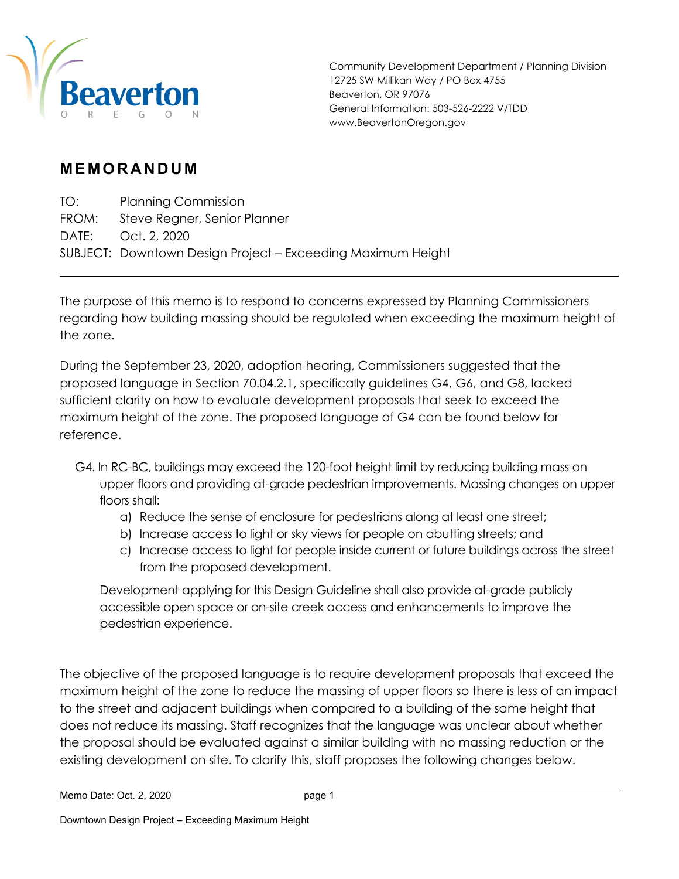Community Development Department / Planning Division
12725 SW Millikan Way / PO Box 4755
Beaverton, OR 97076
General Information: 503-526-2222 V/TDD
www.BeavertonOregon.gov

# MEMORANDUM

TO: Planning Commission
FROM: Steve Regner, Senior Planner
DATE: Oct. 2, 2020
SUBJECT: Downtown Design Project – Exceeding Maximum Height

---

The purpose of this memo is to respond to concerns expressed by Planning Commissioners regarding how building massing should be regulated when exceeding the maximum height of the zone.

During the September 23, 2020, adoption hearing, Commissioners suggested that the proposed language in Section 70.04.2.1, specifically guidelines G4, G6, and G8, lacked sufficient clarity on how to evaluate development proposals that seek to exceed the maximum height of the zone. The proposed language of G4 can be found below for reference.

G4. In RC-BC, buildings may exceed the 120-foot height limit by reducing building mass on upper floors and providing at-grade pedestrian improvements. Massing changes on upper floors shall:

a) Reduce the sense of enclosure for pedestrians along at least one street;
b) Increase access to light or sky views for people on abutting streets; and
c) Increase access to light for people inside current or future buildings across the street from the proposed development.

Development applying for this Design Guideline shall also provide at-grade publicly accessible open space or on-site creek access and enhancements to improve the pedestrian experience.

The objective of the proposed language is to require development proposals that exceed the maximum height of the zone to reduce the massing of upper floors so there is less of an impact to the street and adjacent buildings when compared to a building of the same height that does not reduce its massing. Staff recognizes that the language was unclear about whether the proposal should be evaluated against a similar building with no massing reduction or the existing development on site. To clarify this, staff proposes the following changes below.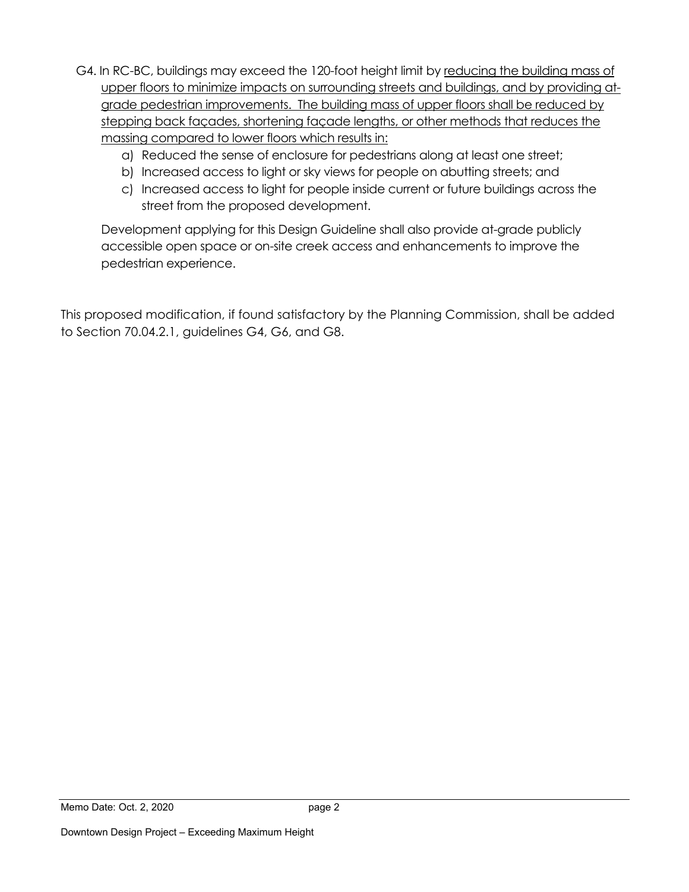G4. In RC-BC, buildings may exceed the 120-foot height limit by <u>reducing the building mass of upper floors to minimize impacts on surrounding streets and buildings, and by providing at-grade pedestrian improvements. The building mass of upper floors shall be reduced by stepping back façades, shortening façade lengths, or other methods that reduces the massing compared to lower floors which results in:</u>

a) Reduced the sense of enclosure for pedestrians along at least one street;
b) Increased access to light or sky views for people on abutting streets; and
c) Increased access to light for people inside current or future buildings across the street from the proposed development.

Development applying for this Design Guideline shall also provide at-grade publicly accessible open space or on-site creek access and enhancements to improve the pedestrian experience.

This proposed modification, if found satisfactory by the Planning Commission, shall be added to Section 70.04.2.1, guidelines G4, G6, and G8.